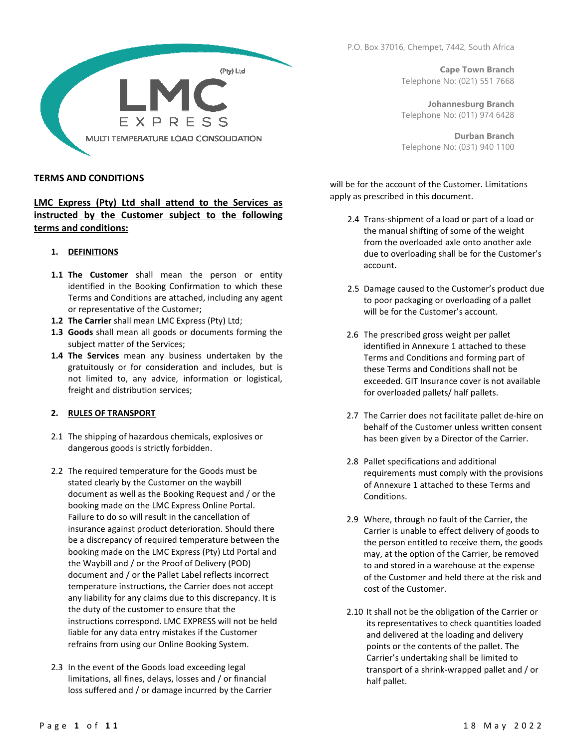LMC EXPRESS (Pty) Ltd

MULTI TEMPERATURE LOAD CONSOLIDATION

P.O. Box 37016, Chempet, 7442, South Africa

**Cape Town Branch**
Telephone No: (021) 551 7668

**Johannesburg Branch**
Telephone No: (011) 974 6428

**Durban Branch**
Telephone No: (031) 940 1100

## TERMS AND CONDITIONS

**LMC Express (Pty) Ltd shall attend to the Services as instructed by the Customer subject to the following terms and conditions:**

### 1. DEFINITIONS

**1.1 The Customer** shall mean the person or entity identified in the Booking Confirmation to which these Terms and Conditions are attached, including any agent or representative of the Customer;

**1.2 The Carrier** shall mean LMC Express (Pty) Ltd;

**1.3 Goods** shall mean all goods or documents forming the subject matter of the Services;

**1.4 The Services** mean any business undertaken by the gratuitously or for consideration and includes, but is not limited to, any advice, information or logistical, freight and distribution services;

### 2. RULES OF TRANSPORT

2.1 The shipping of hazardous chemicals, explosives or dangerous goods is strictly forbidden.

2.2 The required temperature for the Goods must be stated clearly by the Customer on the waybill document as well as the Booking Request and / or the booking made on the LMC Express Online Portal. Failure to do so will result in the cancellation of insurance against product deterioration. Should there be a discrepancy of required temperature between the booking made on the LMC Express (Pty) Ltd Portal and the Waybill and / or the Proof of Delivery (POD) document and / or the Pallet Label reflects incorrect temperature instructions, the Carrier does not accept any liability for any claims due to this discrepancy. It is the duty of the customer to ensure that the instructions correspond. LMC EXPRESS will not be held liable for any data entry mistakes if the Customer refrains from using our Online Booking System.

2.3 In the event of the Goods load exceeding legal limitations, all fines, delays, losses and / or financial loss suffered and / or damage incurred by the Carrier will be for the account of the Customer. Limitations apply as prescribed in this document.

2.4 Trans-shipment of a load or part of a load or the manual shifting of some of the weight from the overloaded axle onto another axle due to overloading shall be for the Customer's account.

2.5 Damage caused to the Customer's product due to poor packaging or overloading of a pallet will be for the Customer's account.

2.6 The prescribed gross weight per pallet identified in Annexure 1 attached to these Terms and Conditions and forming part of these Terms and Conditions shall not be exceeded. GIT Insurance cover is not available for overloaded pallets/ half pallets.

2.7 The Carrier does not facilitate pallet de-hire on behalf of the Customer unless written consent has been given by a Director of the Carrier.

2.8 Pallet specifications and additional requirements must comply with the provisions of Annexure 1 attached to these Terms and Conditions.

2.9 Where, through no fault of the Carrier, the Carrier is unable to effect delivery of goods to the person entitled to receive them, the goods may, at the option of the Carrier, be removed to and stored in a warehouse at the expense of the Customer and held there at the risk and cost of the Customer.

2.10 It shall not be the obligation of the Carrier or its representatives to check quantities loaded and delivered at the loading and delivery points or the contents of the pallet. The Carrier's undertaking shall be limited to transport of a shrink-wrapped pallet and / or half pallet.

18 May 2022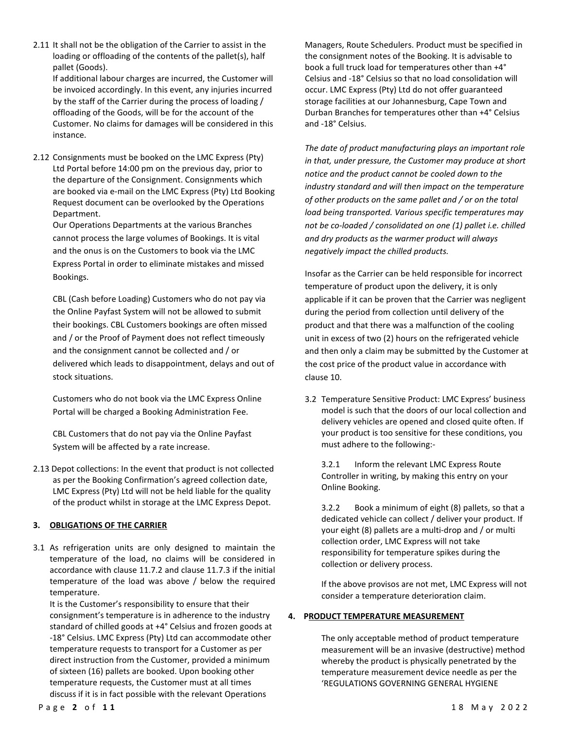2.11 It shall not be the obligation of the Carrier to assist in the loading or offloading of the contents of the pallet(s), half pallet (Goods).
If additional labour charges are incurred, the Customer will be invoiced accordingly. In this event, any injuries incurred by the staff of the Carrier during the process of loading / offloading of the Goods, will be for the account of the Customer. No claims for damages will be considered in this instance.

2.12 Consignments must be booked on the LMC Express (Pty) Ltd Portal before 14:00 pm on the previous day, prior to the departure of the Consignment. Consignments which are booked via e-mail on the LMC Express (Pty) Ltd Booking Request document can be overlooked by the Operations Department.
Our Operations Departments at the various Branches cannot process the large volumes of Bookings. It is vital and the onus is on the Customers to book via the LMC Express Portal in order to eliminate mistakes and missed Bookings.

CBL (Cash before Loading) Customers who do not pay via the Online Payfast System will not be allowed to submit their bookings. CBL Customers bookings are often missed and / or the Proof of Payment does not reflect timeously and the consignment cannot be collected and / or delivered which leads to disappointment, delays and out of stock situations.

Customers who do not book via the LMC Express Online Portal will be charged a Booking Administration Fee.

CBL Customers that do not pay via the Online Payfast System will be affected by a rate increase.

2.13 Depot collections: In the event that product is not collected as per the Booking Confirmation's agreed collection date, LMC Express (Pty) Ltd will not be held liable for the quality of the product whilst in storage at the LMC Express Depot.

## 3. OBLIGATIONS OF THE CARRIER

3.1 As refrigeration units are only designed to maintain the temperature of the load, no claims will be considered in accordance with clause 11.7.2 and clause 11.7.3 if the initial temperature of the load was above / below the required temperature.
It is the Customer's responsibility to ensure that their consignment's temperature is in adherence to the industry standard of chilled goods at +4° Celsius and frozen goods at -18° Celsius. LMC Express (Pty) Ltd can accommodate other temperature requests to transport for a Customer as per direct instruction from the Customer, provided a minimum of sixteen (16) pallets are booked. Upon booking other temperature requests, the Customer must at all times discuss if it is in fact possible with the relevant Operations Managers, Route Schedulers. Product must be specified in the consignment notes of the Booking. It is advisable to book a full truck load for temperatures other than +4° Celsius and -18° Celsius so that no load consolidation will occur. LMC Express (Pty) Ltd do not offer guaranteed storage facilities at our Johannesburg, Cape Town and Durban Branches for temperatures other than +4° Celsius and -18° Celsius.

*The date of product manufacturing plays an important role in that, under pressure, the Customer may produce at short notice and the product cannot be cooled down to the industry standard and will then impact on the temperature of other products on the same pallet and / or on the total load being transported. Various specific temperatures may not be co-loaded / consolidated on one (1) pallet i.e. chilled and dry products as the warmer product will always negatively impact the chilled products.*

Insofar as the Carrier can be held responsible for incorrect temperature of product upon the delivery, it is only applicable if it can be proven that the Carrier was negligent during the period from collection until delivery of the product and that there was a malfunction of the cooling unit in excess of two (2) hours on the refrigerated vehicle and then only a claim may be submitted by the Customer at the cost price of the product value in accordance with clause 10.

3.2 Temperature Sensitive Product: LMC Express' business model is such that the doors of our local collection and delivery vehicles are opened and closed quite often. If your product is too sensitive for these conditions, you must adhere to the following:-

3.2.1 Inform the relevant LMC Express Route Controller in writing, by making this entry on your Online Booking.

3.2.2 Book a minimum of eight (8) pallets, so that a dedicated vehicle can collect / deliver your product. If your eight (8) pallets are a multi-drop and / or multi collection order, LMC Express will not take responsibility for temperature spikes during the collection or delivery process.

If the above provisos are not met, LMC Express will not consider a temperature deterioration claim.

## 4. PRODUCT TEMPERATURE MEASUREMENT

The only acceptable method of product temperature measurement will be an invasive (destructive) method whereby the product is physically penetrated by the temperature measurement device needle as per the 'REGULATIONS GOVERNING GENERAL HYGIENE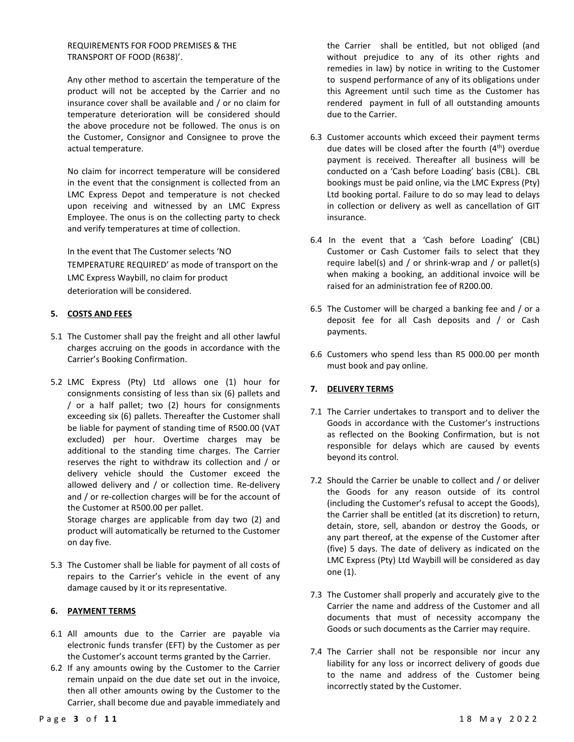REQUIREMENTS FOR FOOD PREMISES & THE TRANSPORT OF FOOD (R638)'.

Any other method to ascertain the temperature of the product will not be accepted by the Carrier and no insurance cover shall be available and / or no claim for temperature deterioration will be considered should the above procedure not be followed. The onus is on the Customer, Consignor and Consignee to prove the actual temperature.

No claim for incorrect temperature will be considered in the event that the consignment is collected from an LMC Express Depot and temperature is not checked upon receiving and witnessed by an LMC Express Employee. The onus is on the collecting party to check and verify temperatures at time of collection.

In the event that The Customer selects 'NO TEMPERATURE REQUIRED' as mode of transport on the LMC Express Waybill, no claim for product deterioration will be considered.

## 5. COSTS AND FEES

5.1 The Customer shall pay the freight and all other lawful charges accruing on the goods in accordance with the Carrier's Booking Confirmation.

5.2 LMC Express (Pty) Ltd allows one (1) hour for consignments consisting of less than six (6) pallets and / or a half pallet; two (2) hours for consignments exceeding six (6) pallets. Thereafter the Customer shall be liable for payment of standing time of R500.00 (VAT excluded) per hour. Overtime charges may be additional to the standing time charges. The Carrier reserves the right to withdraw its collection and / or delivery vehicle should the Customer exceed the allowed delivery and / or collection time. Re-delivery and / or re-collection charges will be for the account of the Customer at R500.00 per pallet.
Storage charges are applicable from day two (2) and product will automatically be returned to the Customer on day five.

5.3 The Customer shall be liable for payment of all costs of repairs to the Carrier's vehicle in the event of any damage caused by it or its representative.

## 6. PAYMENT TERMS

6.1 All amounts due to the Carrier are payable via electronic funds transfer (EFT) by the Customer as per the Customer's account terms granted by the Carrier.

6.2 If any amounts owing by the Customer to the Carrier remain unpaid on the due date set out in the invoice, then all other amounts owing by the Customer to the Carrier, shall become due and payable immediately and the Carrier shall be entitled, but not obliged (and without prejudice to any of its other rights and remedies in law) by notice in writing to the Customer to suspend performance of any of its obligations under this Agreement until such time as the Customer has rendered payment in full of all outstanding amounts due to the Carrier.

6.3 Customer accounts which exceed their payment terms due dates will be closed after the fourth (4th) overdue payment is received. Thereafter all business will be conducted on a 'Cash before Loading' basis (CBL). CBL bookings must be paid online, via the LMC Express (Pty) Ltd booking portal. Failure to do so may lead to delays in collection or delivery as well as cancellation of GIT insurance.

6.4 In the event that a 'Cash before Loading' (CBL) Customer or Cash Customer fails to select that they require label(s) and / or shrink-wrap and / or pallet(s) when making a booking, an additional invoice will be raised for an administration fee of R200.00.

6.5 The Customer will be charged a banking fee and / or a deposit fee for all Cash deposits and / or Cash payments.

6.6 Customers who spend less than R5 000.00 per month must book and pay online.

## 7. DELIVERY TERMS

7.1 The Carrier undertakes to transport and to deliver the Goods in accordance with the Customer's instructions as reflected on the Booking Confirmation, but is not responsible for delays which are caused by events beyond its control.

7.2 Should the Carrier be unable to collect and / or deliver the Goods for any reason outside of its control (including the Customer's refusal to accept the Goods), the Carrier shall be entitled (at its discretion) to return, detain, store, sell, abandon or destroy the Goods, or any part thereof, at the expense of the Customer after (five) 5 days. The date of delivery as indicated on the LMC Express (Pty) Ltd Waybill will be considered as day one (1).

7.3 The Customer shall properly and accurately give to the Carrier the name and address of the Customer and all documents that must of necessity accompany the Goods or such documents as the Carrier may require.

7.4 The Carrier shall not be responsible nor incur any liability for any loss or incorrect delivery of goods due to the name and address of the Customer being incorrectly stated by the Customer.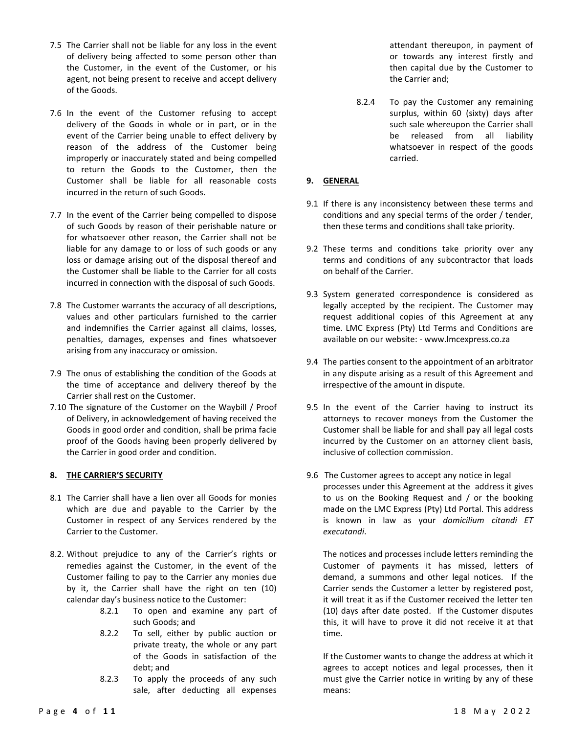7.5 The Carrier shall not be liable for any loss in the event of delivery being affected to some person other than the Customer, in the event of the Customer, or his agent, not being present to receive and accept delivery of the Goods.

7.6 In the event of the Customer refusing to accept delivery of the Goods in whole or in part, or in the event of the Carrier being unable to effect delivery by reason of the address of the Customer being improperly or inaccurately stated and being compelled to return the Goods to the Customer, then the Customer shall be liable for all reasonable costs incurred in the return of such Goods.

7.7 In the event of the Carrier being compelled to dispose of such Goods by reason of their perishable nature or for whatsoever other reason, the Carrier shall not be liable for any damage to or loss of such goods or any loss or damage arising out of the disposal thereof and the Customer shall be liable to the Carrier for all costs incurred in connection with the disposal of such Goods.

7.8 The Customer warrants the accuracy of all descriptions, values and other particulars furnished to the carrier and indemnifies the Carrier against all claims, losses, penalties, damages, expenses and fines whatsoever arising from any inaccuracy or omission.

7.9 The onus of establishing the condition of the Goods at the time of acceptance and delivery thereof by the Carrier shall rest on the Customer.

7.10 The signature of the Customer on the Waybill / Proof of Delivery, in acknowledgement of having received the Goods in good order and condition, shall be prima facie proof of the Goods having been properly delivered by the Carrier in good order and condition.

**8. <u>THE CARRIER'S SECURITY</u>**

8.1 The Carrier shall have a lien over all Goods for monies which are due and payable to the Carrier by the Customer in respect of any Services rendered by the Carrier to the Customer.

8.2. Without prejudice to any of the Carrier's rights or remedies against the Customer, in the event of the Customer failing to pay to the Carrier any monies due by it, the Carrier shall have the right on ten (10) calendar day's business notice to the Customer:

8.2.1 To open and examine any part of such Goods; and

8.2.2 To sell, either by public auction or private treaty, the whole or any part of the Goods in satisfaction of the debt; and

8.2.3 To apply the proceeds of any such sale, after deducting all expenses attendant thereupon, in payment of or towards any interest firstly and then capital due by the Customer to the Carrier and;

8.2.4 To pay the Customer any remaining surplus, within 60 (sixty) days after such sale whereupon the Carrier shall be released from all liability whatsoever in respect of the goods carried.

**9. <u>GENERAL</u>**

9.1 If there is any inconsistency between these terms and conditions and any special terms of the order / tender, then these terms and conditions shall take priority.

9.2 These terms and conditions take priority over any terms and conditions of any subcontractor that loads on behalf of the Carrier.

9.3 System generated correspondence is considered as legally accepted by the recipient. The Customer may request additional copies of this Agreement at any time. LMC Express (Pty) Ltd Terms and Conditions are available on our website: - www.lmcexpress.co.za

9.4 The parties consent to the appointment of an arbitrator in any dispute arising as a result of this Agreement and irrespective of the amount in dispute.

9.5 In the event of the Carrier having to instruct its attorneys to recover moneys from the Customer the Customer shall be liable for and shall pay all legal costs incurred by the Customer on an attorney client basis, inclusive of collection commission.

9.6 The Customer agrees to accept any notice in legal processes under this Agreement at the address it gives to us on the Booking Request and / or the booking made on the LMC Express (Pty) Ltd Portal. This address is known in law as your *domicilium citandi ET executandi*.

The notices and processes include letters reminding the Customer of payments it has missed, letters of demand, a summons and other legal notices. If the Carrier sends the Customer a letter by registered post, it will treat it as if the Customer received the letter ten (10) days after date posted. If the Customer disputes this, it will have to prove it did not receive it at that time.

If the Customer wants to change the address at which it agrees to accept notices and legal processes, then it must give the Carrier notice in writing by any of these means: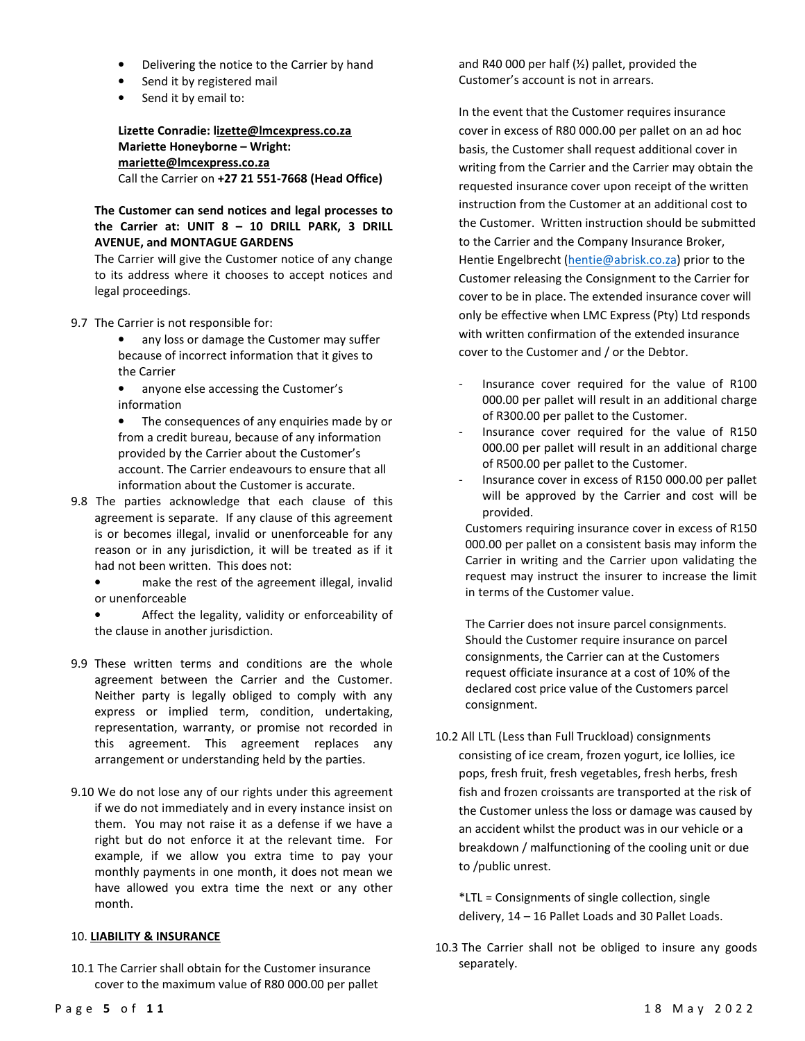- Delivering the notice to the Carrier by hand
- Send it by registered mail
- Send it by email to:

**Lizette Conradie: lizette@lmcexpress.co.za**
**Mariette Honeyborne – Wright: mariette@lmcexpress.co.za**
Call the Carrier on **+27 21 551-7668 (Head Office)**

**The Customer can send notices and legal processes to the Carrier at: UNIT 8 – 10 DRILL PARK, 3 DRILL AVENUE, and MONTAGUE GARDENS**
The Carrier will give the Customer notice of any change to its address where it chooses to accept notices and legal proceedings.

9.7 The Carrier is not responsible for:

- any loss or damage the Customer may suffer because of incorrect information that it gives to the Carrier
- anyone else accessing the Customer's information
- The consequences of any enquiries made by or from a credit bureau, because of any information provided by the Carrier about the Customer's account. The Carrier endeavours to ensure that all information about the Customer is accurate.

9.8 The parties acknowledge that each clause of this agreement is separate. If any clause of this agreement is or becomes illegal, invalid or unenforceable for any reason or in any jurisdiction, it will be treated as if it had not been written. This does not:

- make the rest of the agreement illegal, invalid or unenforceable
- Affect the legality, validity or enforceability of the clause in another jurisdiction.

9.9 These written terms and conditions are the whole agreement between the Carrier and the Customer. Neither party is legally obliged to comply with any express or implied term, condition, undertaking, representation, warranty, or promise not recorded in this agreement. This agreement replaces any arrangement or understanding held by the parties.

9.10 We do not lose any of our rights under this agreement if we do not immediately and in every instance insist on them. You may not raise it as a defense if we have a right but do not enforce it at the relevant time. For example, if we allow you extra time to pay your monthly payments in one month, it does not mean we have allowed you extra time the next or any other month.

## 10. LIABILITY & INSURANCE

10.1 The Carrier shall obtain for the Customer insurance cover to the maximum value of R80 000.00 per pallet and R40 000 per half (½) pallet, provided the Customer's account is not in arrears.

In the event that the Customer requires insurance cover in excess of R80 000.00 per pallet on an ad hoc basis, the Customer shall request additional cover in writing from the Carrier and the Carrier may obtain the requested insurance cover upon receipt of the written instruction from the Customer at an additional cost to the Customer. Written instruction should be submitted to the Carrier and the Company Insurance Broker, Hentie Engelbrecht (hentie@abrisk.co.za) prior to the Customer releasing the Consignment to the Carrier for cover to be in place. The extended insurance cover will only be effective when LMC Express (Pty) Ltd responds with written confirmation of the extended insurance cover to the Customer and / or the Debtor.

- Insurance cover required for the value of R100 000.00 per pallet will result in an additional charge of R300.00 per pallet to the Customer.
- Insurance cover required for the value of R150 000.00 per pallet will result in an additional charge of R500.00 per pallet to the Customer.
- Insurance cover in excess of R150 000.00 per pallet will be approved by the Carrier and cost will be provided.

Customers requiring insurance cover in excess of R150 000.00 per pallet on a consistent basis may inform the Carrier in writing and the Carrier upon validating the request may instruct the insurer to increase the limit in terms of the Customer value.

The Carrier does not insure parcel consignments. Should the Customer require insurance on parcel consignments, the Carrier can at the Customers request officiate insurance at a cost of 10% of the declared cost price value of the Customers parcel consignment.

10.2 All LTL (Less than Full Truckload) consignments consisting of ice cream, frozen yogurt, ice lollies, ice pops, fresh fruit, fresh vegetables, fresh herbs, fresh fish and frozen croissants are transported at the risk of the Customer unless the loss or damage was caused by an accident whilst the product was in our vehicle or a breakdown / malfunctioning of the cooling unit or due to /public unrest.

*LTL = Consignments of single collection, single delivery, 14 – 16 Pallet Loads and 30 Pallet Loads.

10.3 The Carrier shall not be obliged to insure any goods separately.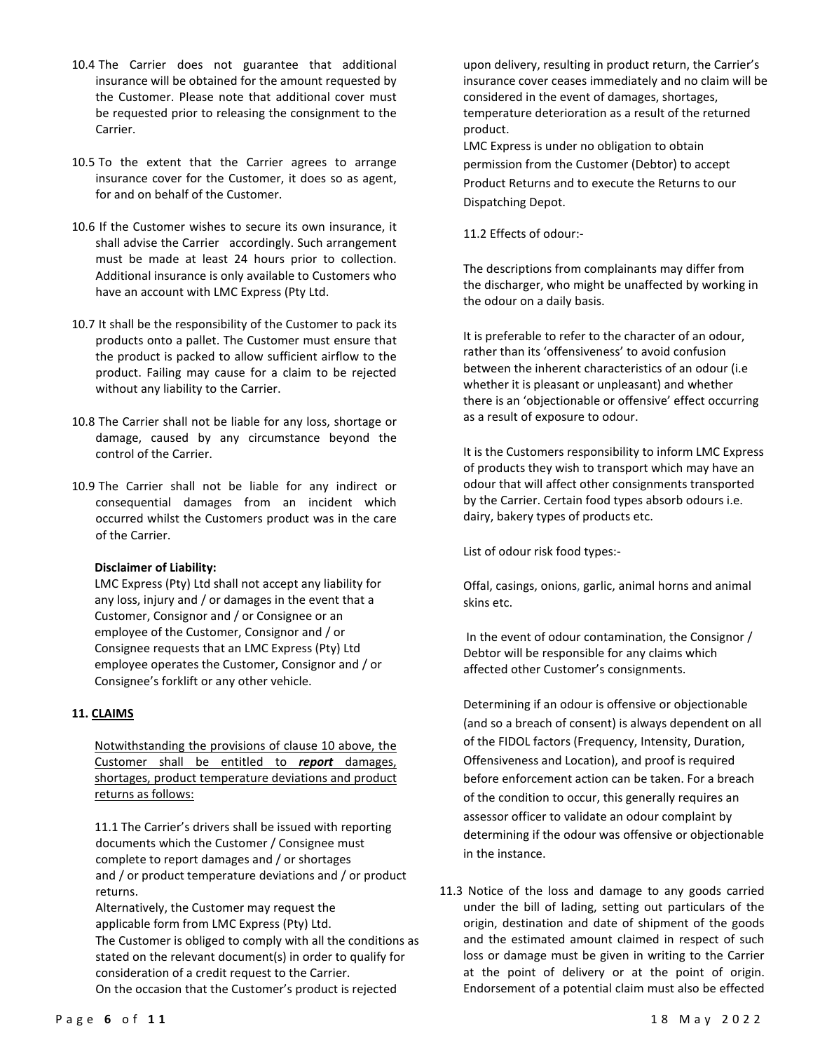10.4 The Carrier does not guarantee that additional insurance will be obtained for the amount requested by the Customer. Please note that additional cover must be requested prior to releasing the consignment to the Carrier.

10.5 To the extent that the Carrier agrees to arrange insurance cover for the Customer, it does so as agent, for and on behalf of the Customer.

10.6 If the Customer wishes to secure its own insurance, it shall advise the Carrier accordingly. Such arrangement must be made at least 24 hours prior to collection. Additional insurance is only available to Customers who have an account with LMC Express (Pty Ltd.

10.7 It shall be the responsibility of the Customer to pack its products onto a pallet. The Customer must ensure that the product is packed to allow sufficient airflow to the product. Failing may cause for a claim to be rejected without any liability to the Carrier.

10.8 The Carrier shall not be liable for any loss, shortage or damage, caused by any circumstance beyond the control of the Carrier.

10.9 The Carrier shall not be liable for any indirect or consequential damages from an incident which occurred whilst the Customers product was in the care of the Carrier.

**Disclaimer of Liability:**
LMC Express (Pty) Ltd shall not accept any liability for any loss, injury and / or damages in the event that a Customer, Consignor and / or Consignee or an employee of the Customer, Consignor and / or Consignee requests that an LMC Express (Pty) Ltd employee operates the Customer, Consignor and / or Consignee's forklift or any other vehicle.

## 11. CLAIMS

Notwithstanding the provisions of clause 10 above, the Customer shall be entitled to ***report*** damages, shortages, product temperature deviations and product returns as follows:

11.1 The Carrier's drivers shall be issued with reporting documents which the Customer / Consignee must complete to report damages and / or shortages and / or product temperature deviations and / or product returns.
Alternatively, the Customer may request the applicable form from LMC Express (Pty) Ltd.
The Customer is obliged to comply with all the conditions as stated on the relevant document(s) in order to qualify for consideration of a credit request to the Carrier.
On the occasion that the Customer's product is rejected upon delivery, resulting in product return, the Carrier's insurance cover ceases immediately and no claim will be considered in the event of damages, shortages, temperature deterioration as a result of the returned product.
LMC Express is under no obligation to obtain permission from the Customer (Debtor) to accept Product Returns and to execute the Returns to our Dispatching Depot.

11.2 Effects of odour:-

The descriptions from complainants may differ from the discharger, who might be unaffected by working in the odour on a daily basis.

It is preferable to refer to the character of an odour, rather than its 'offensiveness' to avoid confusion between the inherent characteristics of an odour (i.e whether it is pleasant or unpleasant) and whether there is an 'objectionable or offensive' effect occurring as a result of exposure to odour.

It is the Customers responsibility to inform LMC Express of products they wish to transport which may have an odour that will affect other consignments transported by the Carrier. Certain food types absorb odours i.e. dairy, bakery types of products etc.

List of odour risk food types:-

Offal, casings, onions, garlic, animal horns and animal skins etc.

In the event of odour contamination, the Consignor / Debtor will be responsible for any claims which affected other Customer's consignments.

Determining if an odour is offensive or objectionable (and so a breach of consent) is always dependent on all of the FIDOL factors (Frequency, Intensity, Duration, Offensiveness and Location), and proof is required before enforcement action can be taken. For a breach of the condition to occur, this generally requires an assessor officer to validate an odour complaint by determining if the odour was offensive or objectionable in the instance.

11.3 Notice of the loss and damage to any goods carried under the bill of lading, setting out particulars of the origin, destination and date of shipment of the goods and the estimated amount claimed in respect of such loss or damage must be given in writing to the Carrier at the point of delivery or at the point of origin. Endorsement of a potential claim must also be effected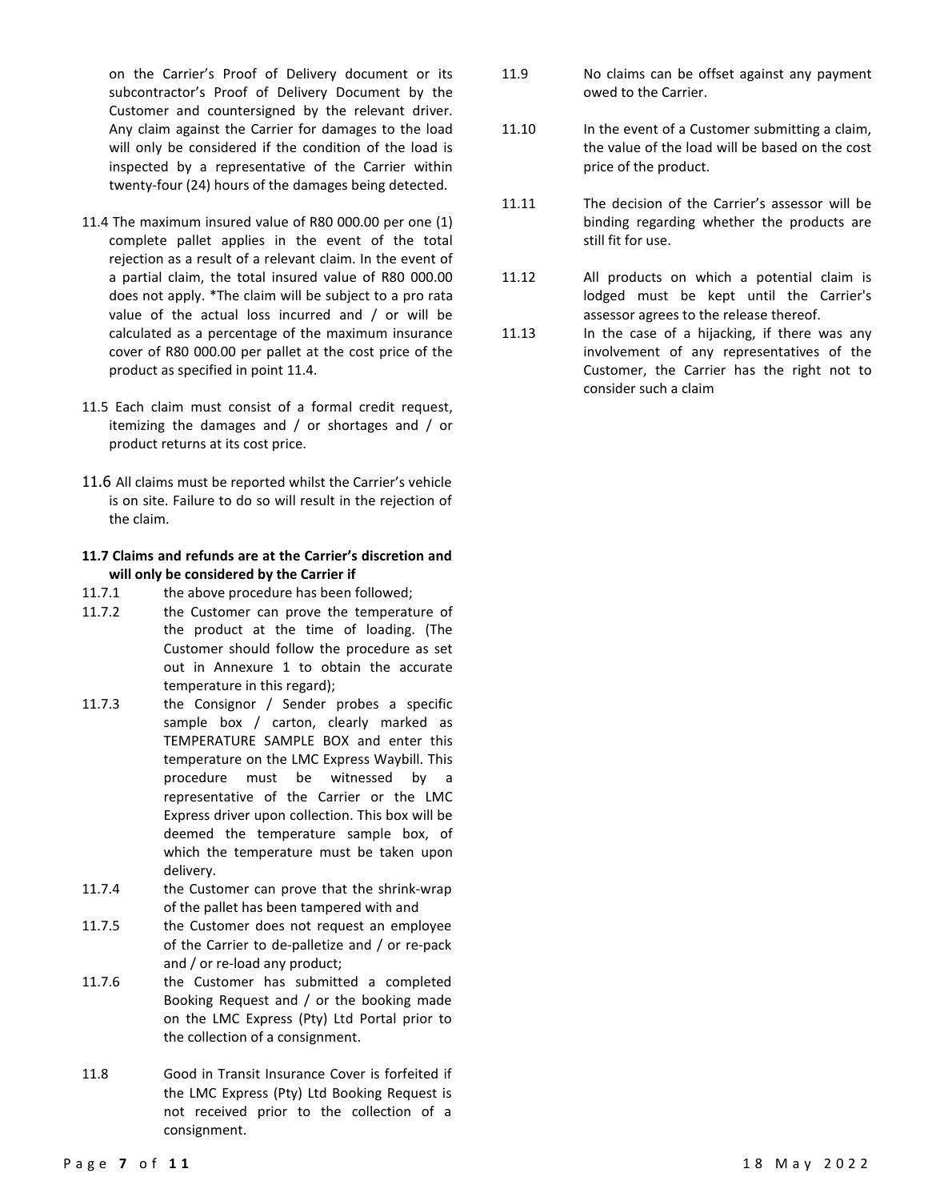on the Carrier's Proof of Delivery document or its subcontractor's Proof of Delivery Document by the Customer and countersigned by the relevant driver. Any claim against the Carrier for damages to the load will only be considered if the condition of the load is inspected by a representative of the Carrier within twenty-four (24) hours of the damages being detected.

11.4 The maximum insured value of R80 000.00 per one (1) complete pallet applies in the event of the total rejection as a result of a relevant claim. In the event of a partial claim, the total insured value of R80 000.00 does not apply. *The claim will be subject to a pro rata value of the actual loss incurred and / or will be calculated as a percentage of the maximum insurance cover of R80 000.00 per pallet at the cost price of the product as specified in point 11.4.

11.5 Each claim must consist of a formal credit request, itemizing the damages and / or shortages and / or product returns at its cost price.

11.6 All claims must be reported whilst the Carrier's vehicle is on site. Failure to do so will result in the rejection of the claim.

**11.7 Claims and refunds are at the Carrier's discretion and will only be considered by the Carrier if**

11.7.1 the above procedure has been followed;

11.7.2 the Customer can prove the temperature of the product at the time of loading. (The Customer should follow the procedure as set out in Annexure 1 to obtain the accurate temperature in this regard);

11.7.3 the Consignor / Sender probes a specific sample box / carton, clearly marked as TEMPERATURE SAMPLE BOX and enter this temperature on the LMC Express Waybill. This procedure must be witnessed by a representative of the Carrier or the LMC Express driver upon collection. This box will be deemed the temperature sample box, of which the temperature must be taken upon delivery.

11.7.4 the Customer can prove that the shrink-wrap of the pallet has been tampered with and

11.7.5 the Customer does not request an employee of the Carrier to de-palletize and / or re-pack and / or re-load any product;

11.7.6 the Customer has submitted a completed Booking Request and / or the booking made on the LMC Express (Pty) Ltd Portal prior to the collection of a consignment.

11.8 Good in Transit Insurance Cover is forfeited if the LMC Express (Pty) Ltd Booking Request is not received prior to the collection of a consignment.

11.9 No claims can be offset against any payment owed to the Carrier.

11.10 In the event of a Customer submitting a claim, the value of the load will be based on the cost price of the product.

11.11 The decision of the Carrier's assessor will be binding regarding whether the products are still fit for use.

11.12 All products on which a potential claim is lodged must be kept until the Carrier's assessor agrees to the release thereof.

11.13 In the case of a hijacking, if there was any involvement of any representatives of the Customer, the Carrier has the right not to consider such a claim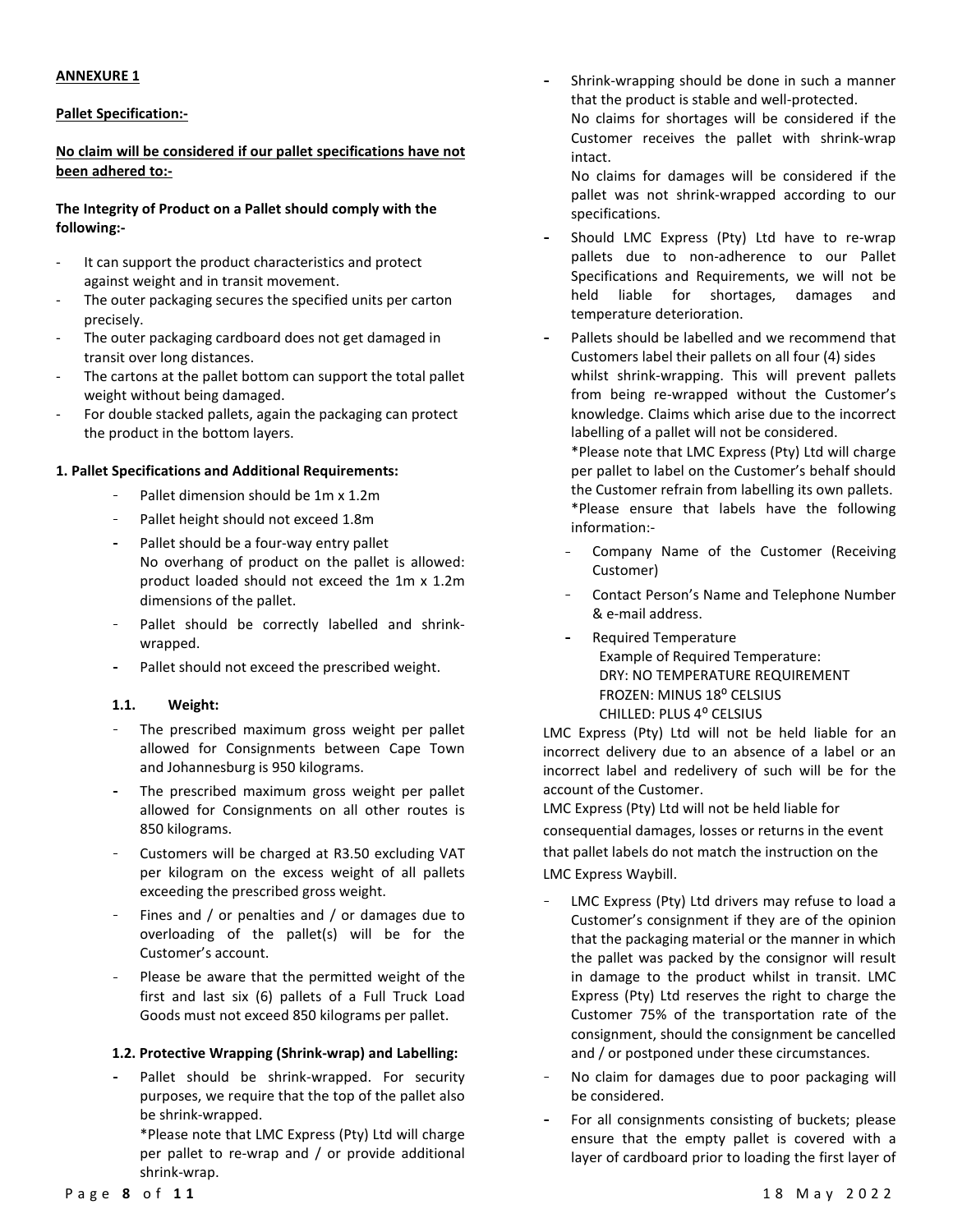**ANNEXURE 1**

**Pallet Specification:-**

**No claim will be considered if our pallet specifications have not been adhered to:-**

**The Integrity of Product on a Pallet should comply with the following:-**

- It can support the product characteristics and protect against weight and in transit movement.
- The outer packaging secures the specified units per carton precisely.
- The outer packaging cardboard does not get damaged in transit over long distances.
- The cartons at the pallet bottom can support the total pallet weight without being damaged.
- For double stacked pallets, again the packaging can protect the product in the bottom layers.

**1. Pallet Specifications and Additional Requirements:**

- Pallet dimension should be 1m x 1.2m
- Pallet height should not exceed 1.8m
- Pallet should be a four-way entry pallet
  No overhang of product on the pallet is allowed: product loaded should not exceed the 1m x 1.2m dimensions of the pallet.
- Pallet should be correctly labelled and shrink-wrapped.
- Pallet should not exceed the prescribed weight.

**1.1. Weight:**

- The prescribed maximum gross weight per pallet allowed for Consignments between Cape Town and Johannesburg is 950 kilograms.
- The prescribed maximum gross weight per pallet allowed for Consignments on all other routes is 850 kilograms.
- Customers will be charged at R3.50 excluding VAT per kilogram on the excess weight of all pallets exceeding the prescribed gross weight.
- Fines and / or penalties and / or damages due to overloading of the pallet(s) will be for the Customer's account.
- Please be aware that the permitted weight of the first and last six (6) pallets of a Full Truck Load Goods must not exceed 850 kilograms per pallet.

**1.2. Protective Wrapping (Shrink-wrap) and Labelling:**

- Pallet should be shrink-wrapped. For security purposes, we require that the top of the pallet also be shrink-wrapped.
  *Please note that LMC Express (Pty) Ltd will charge per pallet to re-wrap and / or provide additional shrink-wrap.
- Shrink-wrapping should be done in such a manner that the product is stable and well-protected.
  No claims for shortages will be considered if the Customer receives the pallet with shrink-wrap intact.
  No claims for damages will be considered if the pallet was not shrink-wrapped according to our specifications.
- Should LMC Express (Pty) Ltd have to re-wrap pallets due to non-adherence to our Pallet Specifications and Requirements, we will not be held liable for shortages, damages and temperature deterioration.
- Pallets should be labelled and we recommend that Customers label their pallets on all four (4) sides whilst shrink-wrapping. This will prevent pallets from being re-wrapped without the Customer's knowledge. Claims which arise due to the incorrect labelling of a pallet will not be considered.
  *Please note that LMC Express (Pty) Ltd will charge per pallet to label on the Customer's behalf should the Customer refrain from labelling its own pallets.
  *Please ensure that labels have the following information:-
  - Company Name of the Customer (Receiving Customer)
  - Contact Person's Name and Telephone Number & e-mail address.
  - Required Temperature
    Example of Required Temperature:
    DRY: NO TEMPERATURE REQUIREMENT
    FROZEN: MINUS 18$^{0}$ CELSIUS
    CHILLED: PLUS 4$^{0}$ CELSIUS

LMC Express (Pty) Ltd will not be held liable for an incorrect delivery due to an absence of a label or an incorrect label and redelivery of such will be for the account of the Customer.

LMC Express (Pty) Ltd will not be held liable for consequential damages, losses or returns in the event that pallet labels do not match the instruction on the LMC Express Waybill.

- LMC Express (Pty) Ltd drivers may refuse to load a Customer's consignment if they are of the opinion that the packaging material or the manner in which the pallet was packed by the consignor will result in damage to the product whilst in transit. LMC Express (Pty) Ltd reserves the right to charge the Customer 75% of the transportation rate of the consignment, should the consignment be cancelled and / or postponed under these circumstances.
- No claim for damages due to poor packaging will be considered.
- For all consignments consisting of buckets; please ensure that the empty pallet is covered with a layer of cardboard prior to loading the first layer of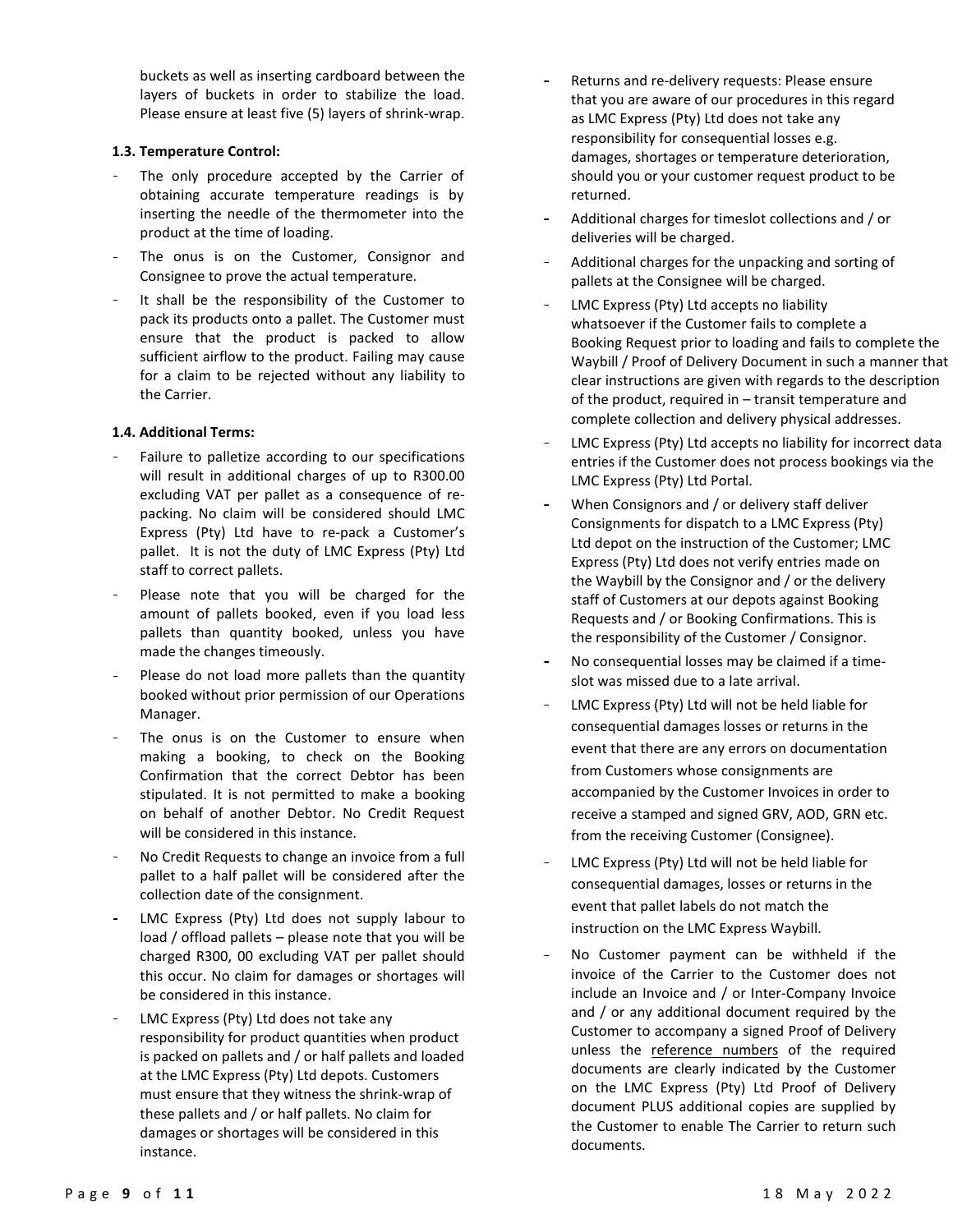buckets as well as inserting cardboard between the layers of buckets in order to stabilize the load. Please ensure at least five (5) layers of shrink-wrap.

**1.3. Temperature Control:**

- The only procedure accepted by the Carrier of obtaining accurate temperature readings is by inserting the needle of the thermometer into the product at the time of loading.
- The onus is on the Customer, Consignor and Consignee to prove the actual temperature.
- It shall be the responsibility of the Customer to pack its products onto a pallet. The Customer must ensure that the product is packed to allow sufficient airflow to the product. Failing may cause for a claim to be rejected without any liability to the Carrier.

**1.4. Additional Terms:**

- Failure to palletize according to our specifications will result in additional charges of up to R300.00 excluding VAT per pallet as a consequence of re-packing. No claim will be considered should LMC Express (Pty) Ltd have to re-pack a Customer's pallet. It is not the duty of LMC Express (Pty) Ltd staff to correct pallets.
- Please note that you will be charged for the amount of pallets booked, even if you load less pallets than quantity booked, unless you have made the changes timeously.
- Please do not load more pallets than the quantity booked without prior permission of our Operations Manager.
- The onus is on the Customer to ensure when making a booking, to check on the Booking Confirmation that the correct Debtor has been stipulated. It is not permitted to make a booking on behalf of another Debtor. No Credit Request will be considered in this instance.
- No Credit Requests to change an invoice from a full pallet to a half pallet will be considered after the collection date of the consignment.
- LMC Express (Pty) Ltd does not supply labour to load / offload pallets – please note that you will be charged R300, 00 excluding VAT per pallet should this occur. No claim for damages or shortages will be considered in this instance.
- LMC Express (Pty) Ltd does not take any responsibility for product quantities when product is packed on pallets and / or half pallets and loaded at the LMC Express (Pty) Ltd depots. Customers must ensure that they witness the shrink-wrap of these pallets and / or half pallets. No claim for damages or shortages will be considered in this instance.
- Returns and re-delivery requests: Please ensure that you are aware of our procedures in this regard as LMC Express (Pty) Ltd does not take any responsibility for consequential losses e.g. damages, shortages or temperature deterioration, should you or your customer request product to be returned.
- Additional charges for timeslot collections and / or deliveries will be charged.
- Additional charges for the unpacking and sorting of pallets at the Consignee will be charged.
- LMC Express (Pty) Ltd accepts no liability whatsoever if the Customer fails to complete a Booking Request prior to loading and fails to complete the Waybill / Proof of Delivery Document in such a manner that clear instructions are given with regards to the description of the product, required in – transit temperature and complete collection and delivery physical addresses.
- LMC Express (Pty) Ltd accepts no liability for incorrect data entries if the Customer does not process bookings via the LMC Express (Pty) Ltd Portal.
- When Consignors and / or delivery staff deliver Consignments for dispatch to a LMC Express (Pty) Ltd depot on the instruction of the Customer; LMC Express (Pty) Ltd does not verify entries made on the Waybill by the Consignor and / or the delivery staff of Customers at our depots against Booking Requests and / or Booking Confirmations. This is the responsibility of the Customer / Consignor.
- No consequential losses may be claimed if a time-slot was missed due to a late arrival.
- LMC Express (Pty) Ltd will not be held liable for consequential damages losses or returns in the event that there are any errors on documentation from Customers whose consignments are accompanied by the Customer Invoices in order to receive a stamped and signed GRV, AOD, GRN etc. from the receiving Customer (Consignee).
- LMC Express (Pty) Ltd will not be held liable for consequential damages, losses or returns in the event that pallet labels do not match the instruction on the LMC Express Waybill.
- No Customer payment can be withheld if the invoice of the Carrier to the Customer does not include an Invoice and / or Inter-Company Invoice and / or any additional document required by the Customer to accompany a signed Proof of Delivery unless the reference numbers of the required documents are clearly indicated by the Customer on the LMC Express (Pty) Ltd Proof of Delivery document PLUS additional copies are supplied by the Customer to enable The Carrier to return such documents.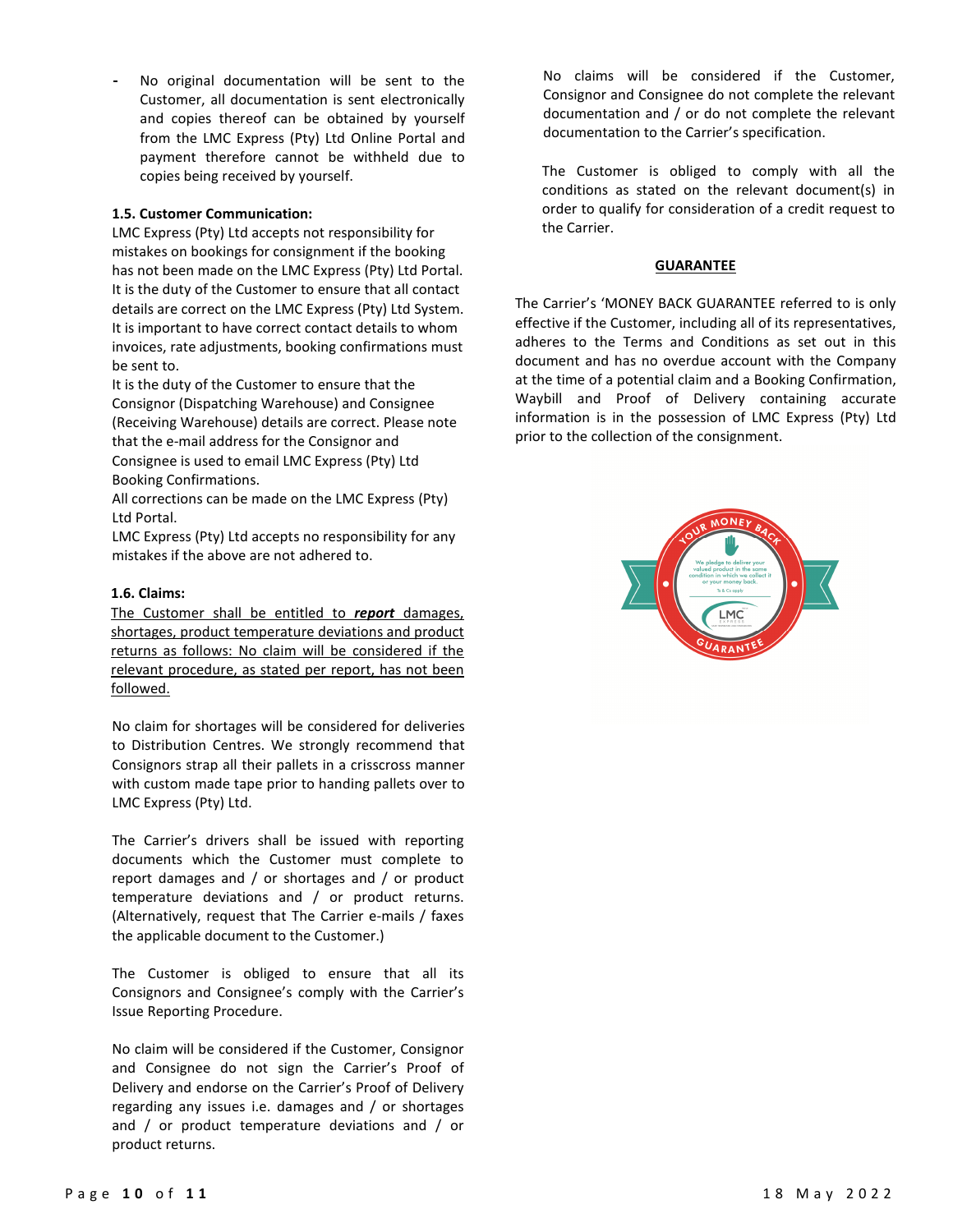- No original documentation will be sent to the Customer, all documentation is sent electronically and copies thereof can be obtained by yourself from the LMC Express (Pty) Ltd Online Portal and payment therefore cannot be withheld due to copies being received by yourself.

**1.5. Customer Communication:**
LMC Express (Pty) Ltd accepts not responsibility for mistakes on bookings for consignment if the booking has not been made on the LMC Express (Pty) Ltd Portal.
It is the duty of the Customer to ensure that all contact details are correct on the LMC Express (Pty) Ltd System.
It is important to have correct contact details to whom invoices, rate adjustments, booking confirmations must be sent to.
It is the duty of the Customer to ensure that the Consignor (Dispatching Warehouse) and Consignee (Receiving Warehouse) details are correct. Please note that the e-mail address for the Consignor and Consignee is used to email LMC Express (Pty) Ltd Booking Confirmations.
All corrections can be made on the LMC Express (Pty) Ltd Portal.
LMC Express (Pty) Ltd accepts no responsibility for any mistakes if the above are not adhered to.

**1.6. Claims:**
<u>The Customer shall be entitled to ***report*** damages, shortages, product temperature deviations and product returns as follows: No claim will be considered if the relevant procedure, as stated per report, has not been followed.</u>

No claim for shortages will be considered for deliveries to Distribution Centres. We strongly recommend that Consignors strap all their pallets in a crisscross manner with custom made tape prior to handing pallets over to LMC Express (Pty) Ltd.

The Carrier's drivers shall be issued with reporting documents which the Customer must complete to report damages and / or shortages and / or product temperature deviations and / or product returns. (Alternatively, request that The Carrier e-mails / faxes the applicable document to the Customer.)

The Customer is obliged to ensure that all its Consignors and Consignee's comply with the Carrier's Issue Reporting Procedure.

No claim will be considered if the Customer, Consignor and Consignee do not sign the Carrier's Proof of Delivery and endorse on the Carrier's Proof of Delivery regarding any issues i.e. damages and / or shortages and / or product temperature deviations and / or product returns.

No claims will be considered if the Customer, Consignor and Consignee do not complete the relevant documentation and / or do not complete the relevant documentation to the Carrier's specification.

The Customer is obliged to comply with all the conditions as stated on the relevant document(s) in order to qualify for consideration of a credit request to the Carrier.

**<u>GUARANTEE</u>**

The Carrier's 'MONEY BACK GUARANTEE referred to is only effective if the Customer, including all of its representatives, adheres to the Terms and Conditions as set out in this document and has no overdue account with the Company at the time of a potential claim and a Booking Confirmation, Waybill and Proof of Delivery containing accurate information is in the possession of LMC Express (Pty) Ltd prior to the collection of the consignment.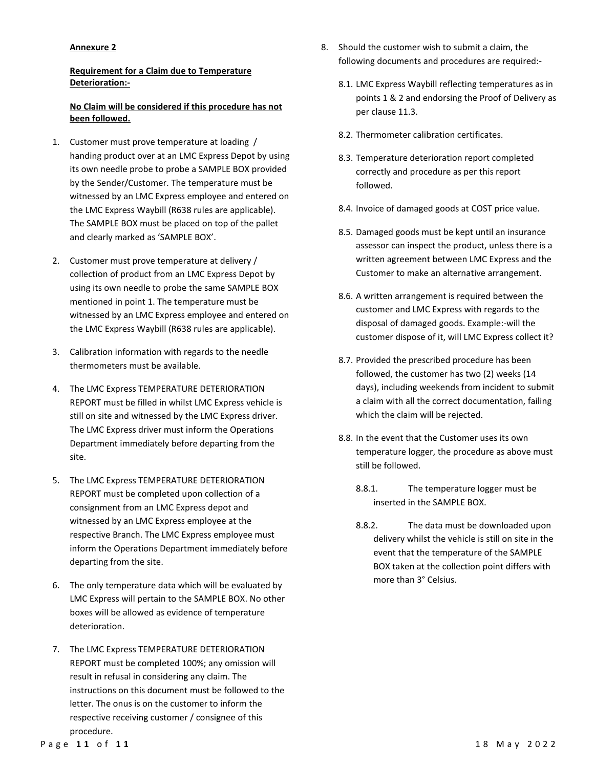**Annexure 2**

**Requirement for a Claim due to Temperature Deterioration:-**

**No Claim will be considered if this procedure has not been followed.**

1. Customer must prove temperature at loading / handing product over at an LMC Express Depot by using its own needle probe to probe a SAMPLE BOX provided by the Sender/Customer. The temperature must be witnessed by an LMC Express employee and entered on the LMC Express Waybill (R638 rules are applicable). The SAMPLE BOX must be placed on top of the pallet and clearly marked as 'SAMPLE BOX'.

2. Customer must prove temperature at delivery / collection of product from an LMC Express Depot by using its own needle to probe the same SAMPLE BOX mentioned in point 1. The temperature must be witnessed by an LMC Express employee and entered on the LMC Express Waybill (R638 rules are applicable).

3. Calibration information with regards to the needle thermometers must be available.

4. The LMC Express TEMPERATURE DETERIORATION REPORT must be filled in whilst LMC Express vehicle is still on site and witnessed by the LMC Express driver. The LMC Express driver must inform the Operations Department immediately before departing from the site.

5. The LMC Express TEMPERATURE DETERIORATION REPORT must be completed upon collection of a consignment from an LMC Express depot and witnessed by an LMC Express employee at the respective Branch. The LMC Express employee must inform the Operations Department immediately before departing from the site.

6. The only temperature data which will be evaluated by LMC Express will pertain to the SAMPLE BOX. No other boxes will be allowed as evidence of temperature deterioration.

7. The LMC Express TEMPERATURE DETERIORATION REPORT must be completed 100%; any omission will result in refusal in considering any claim. The instructions on this document must be followed to the letter. The onus is on the customer to inform the respective receiving customer / consignee of this procedure.

8. Should the customer wish to submit a claim, the following documents and procedures are required:-

   8.1. LMC Express Waybill reflecting temperatures as in points 1 & 2 and endorsing the Proof of Delivery as per clause 11.3.

   8.2. Thermometer calibration certificates.

   8.3. Temperature deterioration report completed correctly and procedure as per this report followed.

   8.4. Invoice of damaged goods at COST price value.

   8.5. Damaged goods must be kept until an insurance assessor can inspect the product, unless there is a written agreement between LMC Express and the Customer to make an alternative arrangement.

   8.6. A written arrangement is required between the customer and LMC Express with regards to the disposal of damaged goods. Example:-will the customer dispose of it, will LMC Express collect it?

   8.7. Provided the prescribed procedure has been followed, the customer has two (2) weeks (14 days), including weekends from incident to submit a claim with all the correct documentation, failing which the claim will be rejected.

   8.8. In the event that the Customer uses its own temperature logger, the procedure as above must still be followed.

      8.8.1. The temperature logger must be inserted in the SAMPLE BOX.

      8.8.2. The data must be downloaded upon delivery whilst the vehicle is still on site in the event that the temperature of the SAMPLE BOX taken at the collection point differs with more than 3° Celsius.